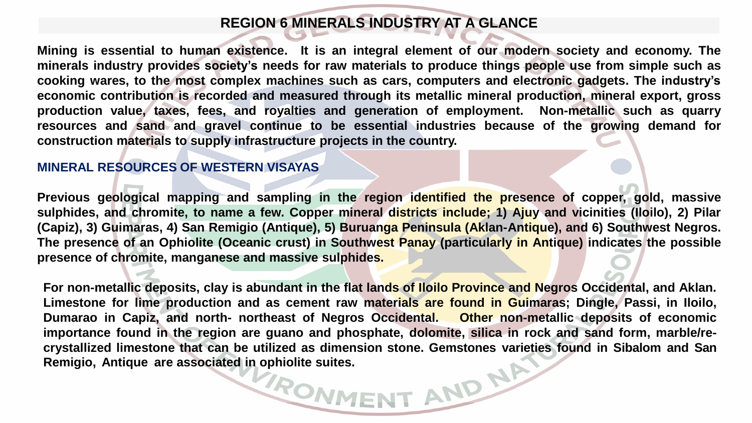# REGION 6 MINERALS INDUSTRY AT A GLANCE

**Mining is essential to human existence. It is an integral element of our modern society and economy. The minerals industry provides society's needs for raw materials to produce things people use from simple such as cooking wares, to the most complex machines such as cars, computers and electronic gadgets. The industry's economic contribution is recorded and measured through its metallic mineral production, mineral export, gross production value, taxes, fees, and royalties and generation of employment. Non-metallic such as quarry resources and sand and gravel continue to be essential industries because of the growing demand for construction materials to supply infrastructure projects in the country.**

## MINERAL RESOURCES OF WESTERN VISAYAS

**Previous geological mapping and sampling in the region identified the presence of copper, gold, massive sulphides, and chromite, to name a few. Copper mineral districts include; 1) Ajuy and vicinities (Iloilo), 2) Pilar (Capiz), 3) Guimaras, 4) San Remigio (Antique), 5) Buruanga Peninsula (Aklan-Antique), and 6) Southwest Negros. The presence of an Ophiolite (Oceanic crust) in Southwest Panay (particularly in Antique) indicates the possible presence of chromite, manganese and massive sulphides.**

**For non-metallic deposits, clay is abundant in the flat lands of Iloilo Province and Negros Occidental, and Aklan. Limestone for lime production and as cement raw materials are found in Guimaras; Dingle, Passi, in Iloilo, Dumarao in Capiz, and north- northeast of Negros Occidental. Other non-metallic deposits of economic importance found in the region are guano and phosphate, dolomite, silica in rock and sand form, marble/re-crystallized limestone that can be utilized as dimension stone. Gemstones varieties found in Sibalom and San Remigio, Antique are associated in ophiolite suites.**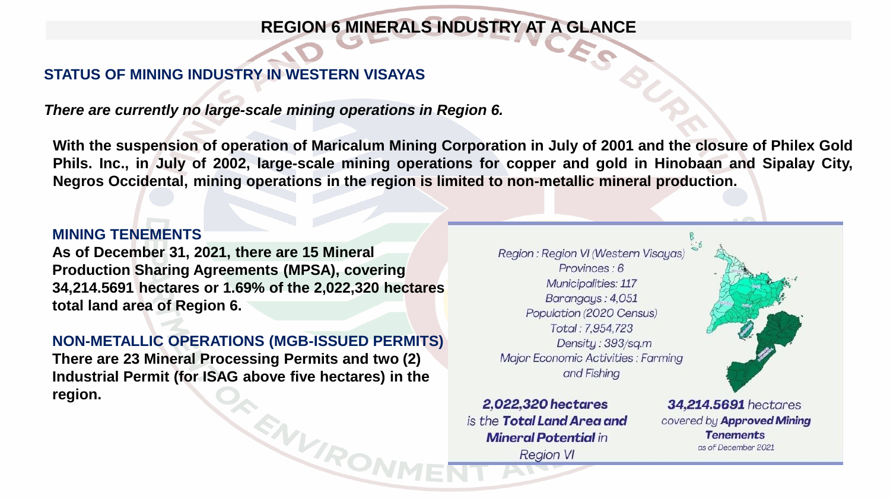# REGION 6 MINERALS INDUSTRY AT A GLANCE

## STATUS OF MINING INDUSTRY IN WESTERN VISAYAS

***There are currently no large-scale mining operations in Region 6.***

**With the suspension of operation of Maricalum Mining Corporation in July of 2001 and the closure of Philex Gold Phils. Inc., in July of 2002, large-scale mining operations for copper and gold in Hinobaan and Sipalay City, Negros Occidental, mining operations in the region is limited to non-metallic mineral production.**

### MINING TENEMENTS

**As of December 31, 2021, there are 15 Mineral Production Sharing Agreements (MPSA), covering 34,214.5691 hectares or 1.69% of the 2,022,320 hectares total land area of Region 6.**

### NON-METALLIC OPERATIONS (MGB-ISSUED PERMITS)

**There are 23 Mineral Processing Permits and two (2) Industrial Permit (for ISAG above five hectares) in the region.**

*Region : Region VI (Western Visayas)*
*Provinces : 6*
*Municipalities: 117*
*Barangays : 4,051*
*Population (2020 Census)*
*Total : 7,954,723*
*Density : 393/sq.m*
*Major Economic Activities : Farming and Fishing*

***2,022,320 hectares*** *is the* ***Total Land Area and Mineral Potential*** *in Region VI*

***34,214.5691*** *hectares covered by* ***Approved Mining Tenements*** *as of December 2021*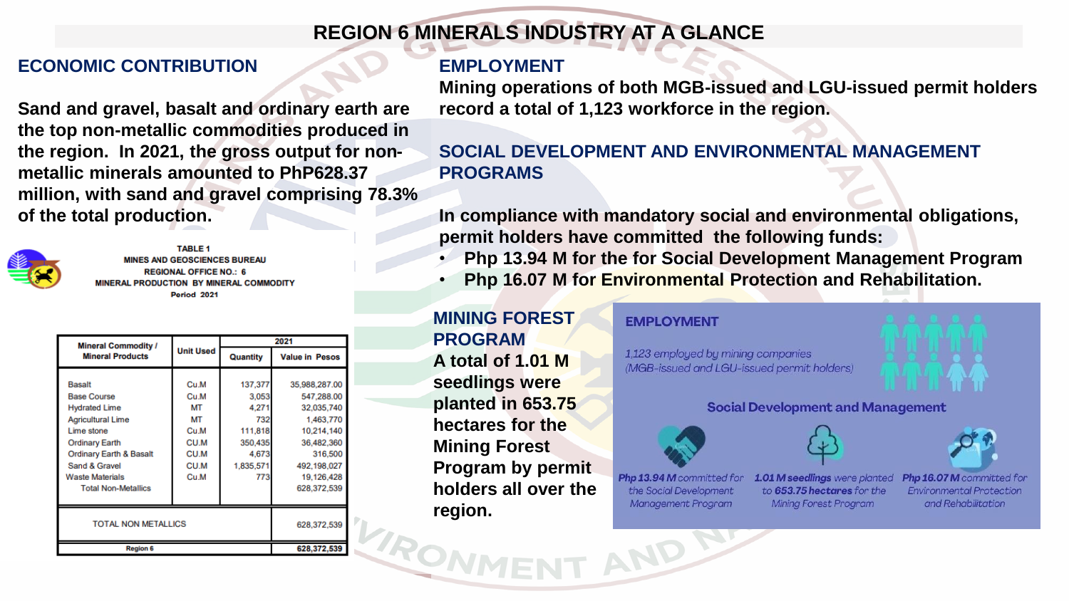# REGION 6 MINERALS INDUSTRY AT A GLANCE

## ECONOMIC CONTRIBUTION

**Sand and gravel, basalt and ordinary earth are the top non-metallic commodities produced in the region. In 2021, the gross output for non-metallic minerals amounted to PhP628.37 million, with sand and gravel comprising 78.3% of the total production.**

**TABLE 1**
**MINES AND GEOSCIENCES BUREAU**
**REGIONAL OFFICE NO.: 6**
**MINERAL PRODUCTION BY MINERAL COMMODITY**
**Period 2021**

| Mineral Commodity / Mineral Products | Unit Used | 2021 | |
|---|---|---|---|
| | | Quantity | Value in Pesos |
| Basalt | Cu.M | 137,377 | 35,988,287.00 |
| Base Course | Cu.M | 3,053 | 547,288.00 |
| Hydrated Lime | MT | 4,271 | 32,035,740 |
| Agricultural Lime | MT | 732 | 1,463,770 |
| Lime stone | Cu.M | 111,818 | 10,214,140 |
| Ordinary Earth | CU.M | 350,435 | 36,482,360 |
| Ordinary Earth & Basalt | CU.M | 4,673 | 316,500 |
| Sand & Gravel | CU.M | 1,835,571 | 492,198,027 |
| Waste Materials | Cu.M | 773 | 19,126,428 |
| Total Non-Metallics | | | 628,372,539 |
| TOTAL NON METALLICS | | | 628,372,539 |
| **Region 6** | | | **628,372,539** |

## EMPLOYMENT

**Mining operations of both MGB-issued and LGU-issued permit holders record a total of 1,123 workforce in the region.**

## SOCIAL DEVELOPMENT AND ENVIRONMENTAL MANAGEMENT PROGRAMS

**In compliance with mandatory social and environmental obligations, permit holders have committed the following funds:**

- **Php 13.94 M for the for Social Development Management Program**
- **Php 16.07 M for Environmental Protection and Rehabilitation.**

## MINING FOREST PROGRAM

**A total of 1.01 M seedlings were planted in 653.75 hectares for the Mining Forest Program by permit holders all over the region.**

### EMPLOYMENT

*1,123 employed by mining companies (MGB-issued and LGU-issued permit holders)*

### Social Development and Management

**Php 13.94 M** committed for the Social Development Management Program

**1.01 M seedlings** were planted to **653.75 hectares** for the Mining Forest Program

**Php 16.07 M** committed for Environmental Protection and Rehabilitation